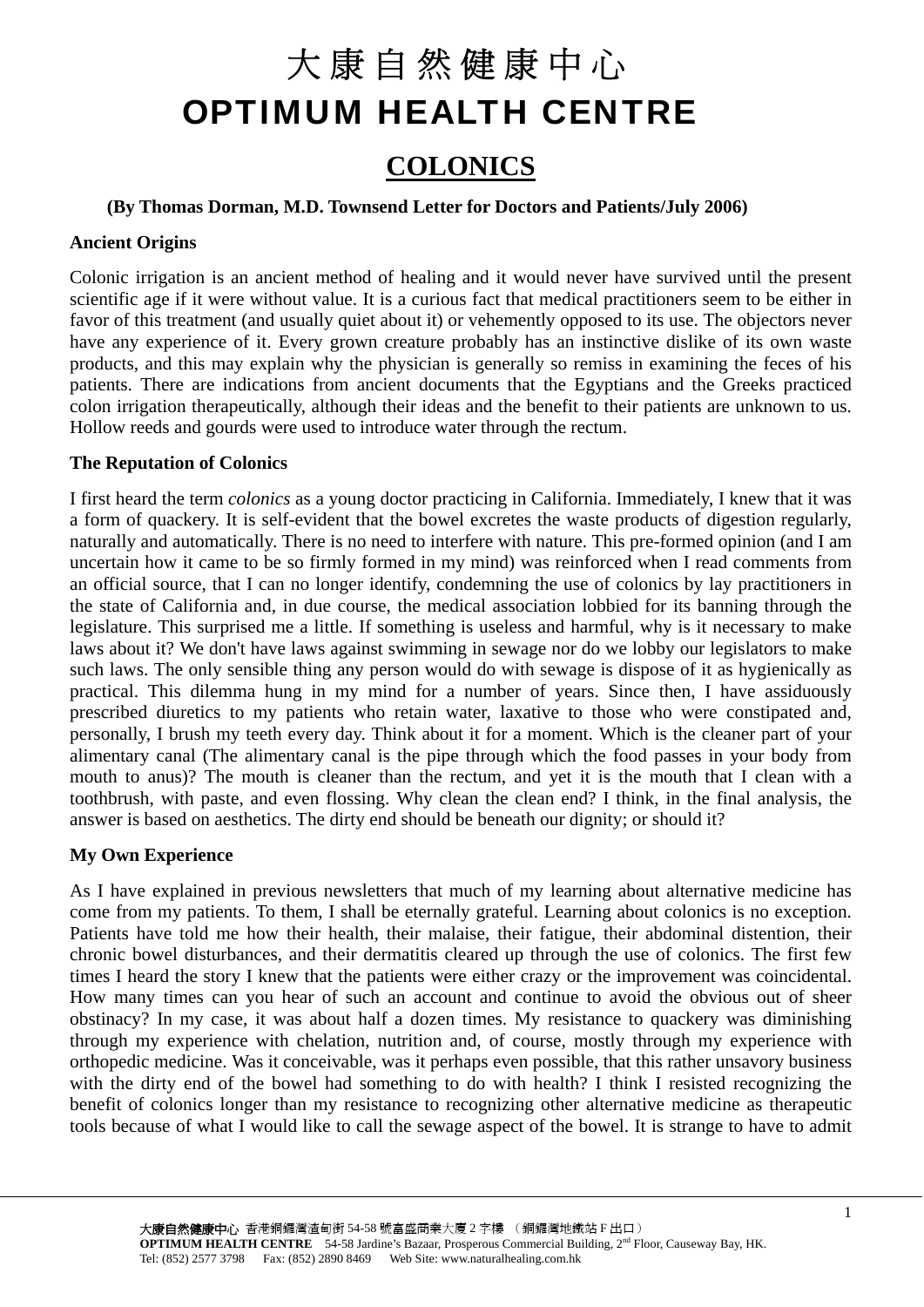# 大康自然健康中心
# OPTIMUM HEALTH CENTRE

## COLONICS

**(By Thomas Dorman, M.D. Townsend Letter for Doctors and Patients/July 2006)**

**Ancient Origins**

Colonic irrigation is an ancient method of healing and it would never have survived until the present scientific age if it were without value. It is a curious fact that medical practitioners seem to be either in favor of this treatment (and usually quiet about it) or vehemently opposed to its use. The objectors never have any experience of it. Every grown creature probably has an instinctive dislike of its own waste products, and this may explain why the physician is generally so remiss in examining the feces of his patients. There are indications from ancient documents that the Egyptians and the Greeks practiced colon irrigation therapeutically, although their ideas and the benefit to their patients are unknown to us. Hollow reeds and gourds were used to introduce water through the rectum.

**The Reputation of Colonics**

I first heard the term *colonics* as a young doctor practicing in California. Immediately, I knew that it was a form of quackery. It is self-evident that the bowel excretes the waste products of digestion regularly, naturally and automatically. There is no need to interfere with nature. This pre-formed opinion (and I am uncertain how it came to be so firmly formed in my mind) was reinforced when I read comments from an official source, that I can no longer identify, condemning the use of colonics by lay practitioners in the state of California and, in due course, the medical association lobbied for its banning through the legislature. This surprised me a little. If something is useless and harmful, why is it necessary to make laws about it? We don't have laws against swimming in sewage nor do we lobby our legislators to make such laws. The only sensible thing any person would do with sewage is dispose of it as hygienically as practical. This dilemma hung in my mind for a number of years. Since then, I have assiduously prescribed diuretics to my patients who retain water, laxative to those who were constipated and, personally, I brush my teeth every day. Think about it for a moment. Which is the cleaner part of your alimentary canal (The alimentary canal is the pipe through which the food passes in your body from mouth to anus)? The mouth is cleaner than the rectum, and yet it is the mouth that I clean with a toothbrush, with paste, and even flossing. Why clean the clean end? I think, in the final analysis, the answer is based on aesthetics. The dirty end should be beneath our dignity; or should it?

**My Own Experience**

As I have explained in previous newsletters that much of my learning about alternative medicine has come from my patients. To them, I shall be eternally grateful. Learning about colonics is no exception. Patients have told me how their health, their malaise, their fatigue, their abdominal distention, their chronic bowel disturbances, and their dermatitis cleared up through the use of colonics. The first few times I heard the story I knew that the patients were either crazy or the improvement was coincidental. How many times can you hear of such an account and continue to avoid the obvious out of sheer obstinacy? In my case, it was about half a dozen times. My resistance to quackery was diminishing through my experience with chelation, nutrition and, of course, mostly through my experience with orthopedic medicine. Was it conceivable, was it perhaps even possible, that this rather unsavory business with the dirty end of the bowel had something to do with health? I think I resisted recognizing the benefit of colonics longer than my resistance to recognizing other alternative medicine as therapeutic tools because of what I would like to call the sewage aspect of the bowel. It is strange to have to admit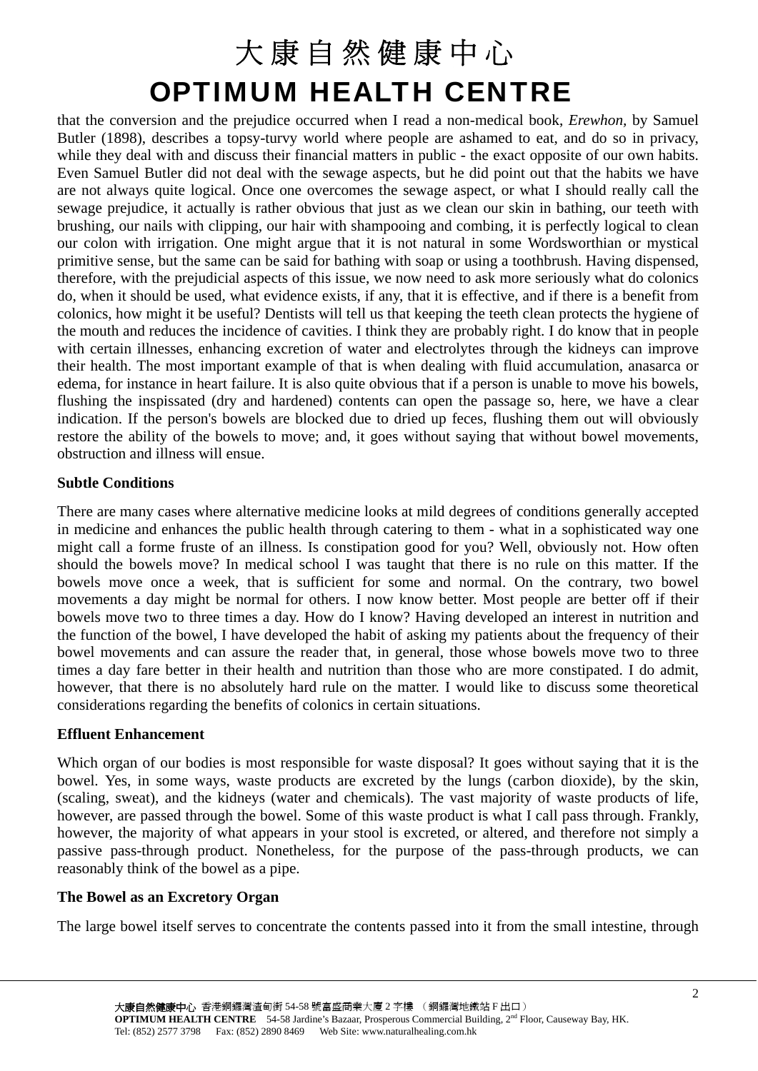that the conversion and the prejudice occurred when I read a non-medical book, *Erewhon*, by Samuel Butler (1898), describes a topsy-turvy world where people are ashamed to eat, and do so in privacy, while they deal with and discuss their financial matters in public - the exact opposite of our own habits. Even Samuel Butler did not deal with the sewage aspects, but he did point out that the habits we have are not always quite logical. Once one overcomes the sewage aspect, or what I should really call the sewage prejudice, it actually is rather obvious that just as we clean our skin in bathing, our teeth with brushing, our nails with clipping, our hair with shampooing and combing, it is perfectly logical to clean our colon with irrigation. One might argue that it is not natural in some Wordsworthian or mystical primitive sense, but the same can be said for bathing with soap or using a toothbrush. Having dispensed, therefore, with the prejudicial aspects of this issue, we now need to ask more seriously what do colonics do, when it should be used, what evidence exists, if any, that it is effective, and if there is a benefit from colonics, how might it be useful? Dentists will tell us that keeping the teeth clean protects the hygiene of the mouth and reduces the incidence of cavities. I think they are probably right. I do know that in people with certain illnesses, enhancing excretion of water and electrolytes through the kidneys can improve their health. The most important example of that is when dealing with fluid accumulation, anasarca or edema, for instance in heart failure. It is also quite obvious that if a person is unable to move his bowels, flushing the inspissated (dry and hardened) contents can open the passage so, here, we have a clear indication. If the person's bowels are blocked due to dried up feces, flushing them out will obviously restore the ability of the bowels to move; and, it goes without saying that without bowel movements, obstruction and illness will ensue.

**Subtle Conditions**

There are many cases where alternative medicine looks at mild degrees of conditions generally accepted in medicine and enhances the public health through catering to them - what in a sophisticated way one might call a forme fruste of an illness. Is constipation good for you? Well, obviously not. How often should the bowels move? In medical school I was taught that there is no rule on this matter. If the bowels move once a week, that is sufficient for some and normal. On the contrary, two bowel movements a day might be normal for others. I now know better. Most people are better off if their bowels move two to three times a day. How do I know? Having developed an interest in nutrition and the function of the bowel, I have developed the habit of asking my patients about the frequency of their bowel movements and can assure the reader that, in general, those whose bowels move two to three times a day fare better in their health and nutrition than those who are more constipated. I do admit, however, that there is no absolutely hard rule on the matter. I would like to discuss some theoretical considerations regarding the benefits of colonics in certain situations.

**Effluent Enhancement**

Which organ of our bodies is most responsible for waste disposal? It goes without saying that it is the bowel. Yes, in some ways, waste products are excreted by the lungs (carbon dioxide), by the skin, (scaling, sweat), and the kidneys (water and chemicals). The vast majority of waste products of life, however, are passed through the bowel. Some of this waste product is what I call pass through. Frankly, however, the majority of what appears in your stool is excreted, or altered, and therefore not simply a passive pass-through product. Nonetheless, for the purpose of the pass-through products, we can reasonably think of the bowel as a pipe.

**The Bowel as an Excretory Organ**

The large bowel itself serves to concentrate the contents passed into it from the small intestine, through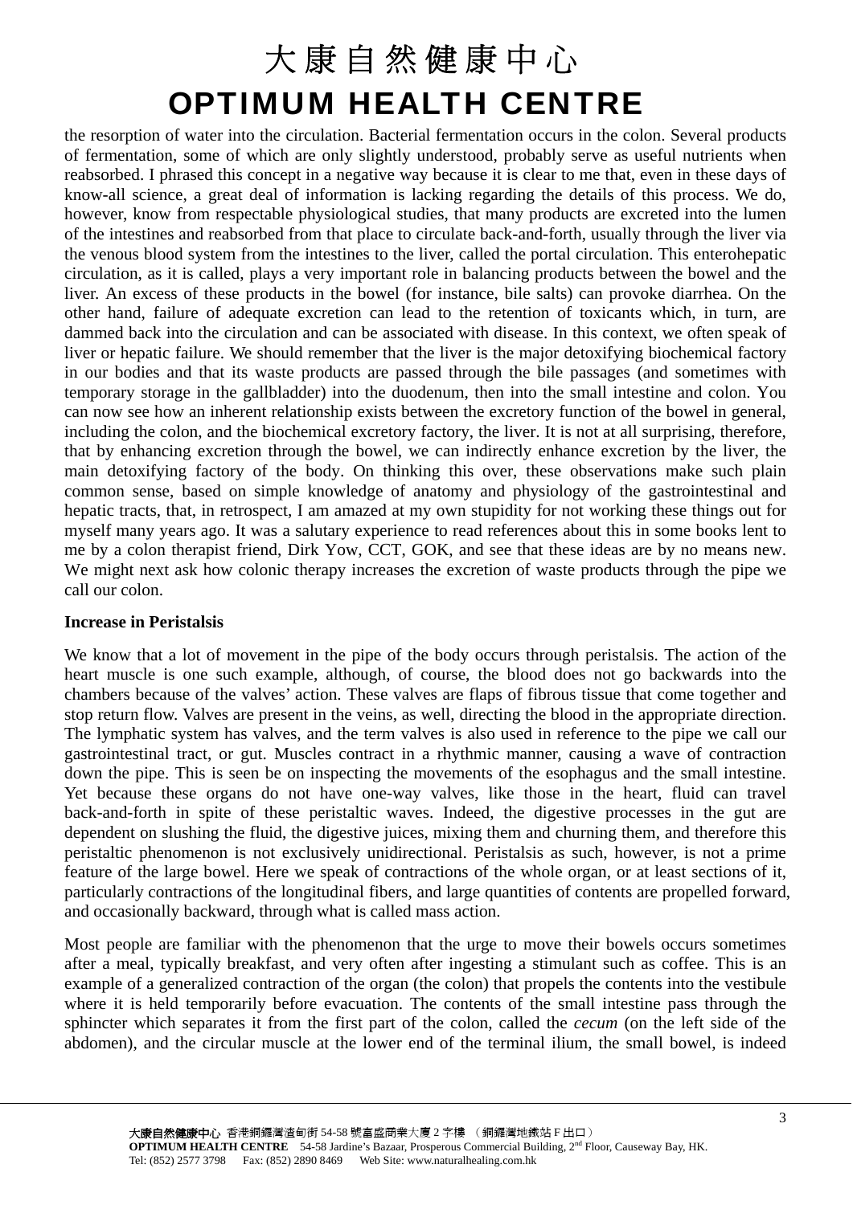the resorption of water into the circulation. Bacterial fermentation occurs in the colon. Several products of fermentation, some of which are only slightly understood, probably serve as useful nutrients when reabsorbed. I phrased this concept in a negative way because it is clear to me that, even in these days of know-all science, a great deal of information is lacking regarding the details of this process. We do, however, know from respectable physiological studies, that many products are excreted into the lumen of the intestines and reabsorbed from that place to circulate back-and-forth, usually through the liver via the venous blood system from the intestines to the liver, called the portal circulation. This enterohepatic circulation, as it is called, plays a very important role in balancing products between the bowel and the liver. An excess of these products in the bowel (for instance, bile salts) can provoke diarrhea. On the other hand, failure of adequate excretion can lead to the retention of toxicants which, in turn, are dammed back into the circulation and can be associated with disease. In this context, we often speak of liver or hepatic failure. We should remember that the liver is the major detoxifying biochemical factory in our bodies and that its waste products are passed through the bile passages (and sometimes with temporary storage in the gallbladder) into the duodenum, then into the small intestine and colon. You can now see how an inherent relationship exists between the excretory function of the bowel in general, including the colon, and the biochemical excretory factory, the liver. It is not at all surprising, therefore, that by enhancing excretion through the bowel, we can indirectly enhance excretion by the liver, the main detoxifying factory of the body. On thinking this over, these observations make such plain common sense, based on simple knowledge of anatomy and physiology of the gastrointestinal and hepatic tracts, that, in retrospect, I am amazed at my own stupidity for not working these things out for myself many years ago. It was a salutary experience to read references about this in some books lent to me by a colon therapist friend, Dirk Yow, CCT, GOK, and see that these ideas are by no means new. We might next ask how colonic therapy increases the excretion of waste products through the pipe we call our colon.

**Increase in Peristalsis**

We know that a lot of movement in the pipe of the body occurs through peristalsis. The action of the heart muscle is one such example, although, of course, the blood does not go backwards into the chambers because of the valves' action. These valves are flaps of fibrous tissue that come together and stop return flow. Valves are present in the veins, as well, directing the blood in the appropriate direction. The lymphatic system has valves, and the term valves is also used in reference to the pipe we call our gastrointestinal tract, or gut. Muscles contract in a rhythmic manner, causing a wave of contraction down the pipe. This is seen be on inspecting the movements of the esophagus and the small intestine. Yet because these organs do not have one-way valves, like those in the heart, fluid can travel back-and-forth in spite of these peristaltic waves. Indeed, the digestive processes in the gut are dependent on slushing the fluid, the digestive juices, mixing them and churning them, and therefore this peristaltic phenomenon is not exclusively unidirectional. Peristalsis as such, however, is not a prime feature of the large bowel. Here we speak of contractions of the whole organ, or at least sections of it, particularly contractions of the longitudinal fibers, and large quantities of contents are propelled forward, and occasionally backward, through what is called mass action.

Most people are familiar with the phenomenon that the urge to move their bowels occurs sometimes after a meal, typically breakfast, and very often after ingesting a stimulant such as coffee. This is an example of a generalized contraction of the organ (the colon) that propels the contents into the vestibule where it is held temporarily before evacuation. The contents of the small intestine pass through the sphincter which separates it from the first part of the colon, called the *cecum* (on the left side of the abdomen), and the circular muscle at the lower end of the terminal ilium, the small bowel, is indeed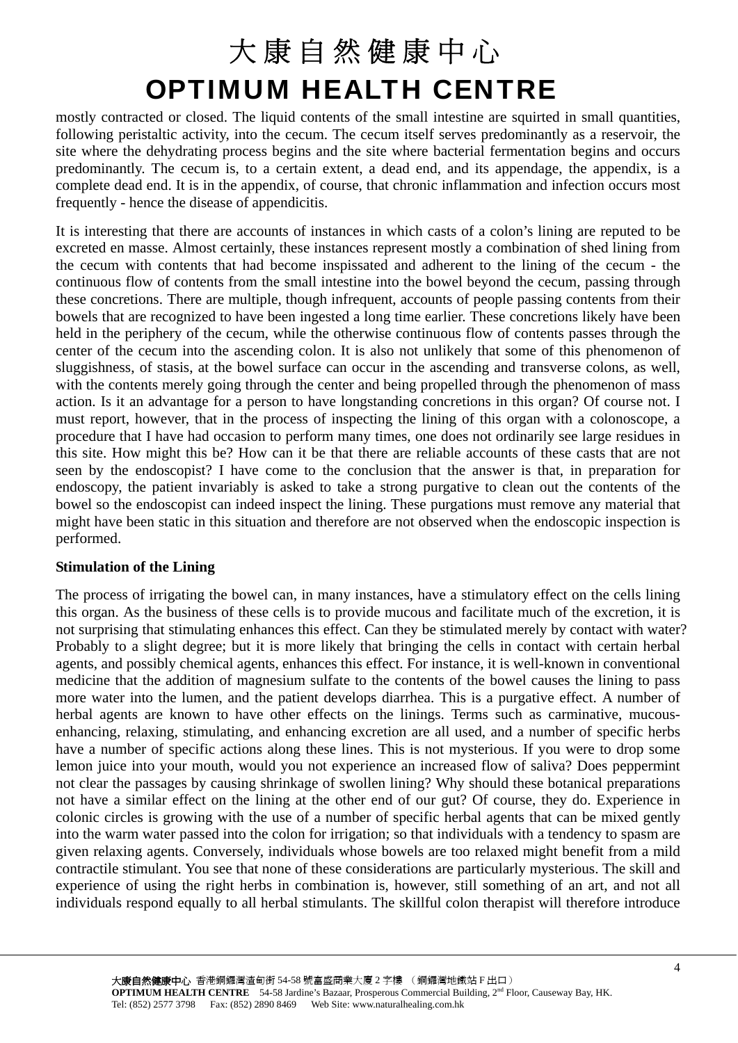mostly contracted or closed. The liquid contents of the small intestine are squirted in small quantities, following peristaltic activity, into the cecum. The cecum itself serves predominantly as a reservoir, the site where the dehydrating process begins and the site where bacterial fermentation begins and occurs predominantly. The cecum is, to a certain extent, a dead end, and its appendage, the appendix, is a complete dead end. It is in the appendix, of course, that chronic inflammation and infection occurs most frequently - hence the disease of appendicitis.

It is interesting that there are accounts of instances in which casts of a colon's lining are reputed to be excreted en masse. Almost certainly, these instances represent mostly a combination of shed lining from the cecum with contents that had become inspissated and adherent to the lining of the cecum - the continuous flow of contents from the small intestine into the bowel beyond the cecum, passing through these concretions. There are multiple, though infrequent, accounts of people passing contents from their bowels that are recognized to have been ingested a long time earlier. These concretions likely have been held in the periphery of the cecum, while the otherwise continuous flow of contents passes through the center of the cecum into the ascending colon. It is also not unlikely that some of this phenomenon of sluggishness, of stasis, at the bowel surface can occur in the ascending and transverse colons, as well, with the contents merely going through the center and being propelled through the phenomenon of mass action. Is it an advantage for a person to have longstanding concretions in this organ? Of course not. I must report, however, that in the process of inspecting the lining of this organ with a colonoscope, a procedure that I have had occasion to perform many times, one does not ordinarily see large residues in this site. How might this be? How can it be that there are reliable accounts of these casts that are not seen by the endoscopist? I have come to the conclusion that the answer is that, in preparation for endoscopy, the patient invariably is asked to take a strong purgative to clean out the contents of the bowel so the endoscopist can indeed inspect the lining. These purgations must remove any material that might have been static in this situation and therefore are not observed when the endoscopic inspection is performed.

**Stimulation of the Lining**

The process of irrigating the bowel can, in many instances, have a stimulatory effect on the cells lining this organ. As the business of these cells is to provide mucous and facilitate much of the excretion, it is not surprising that stimulating enhances this effect. Can they be stimulated merely by contact with water? Probably to a slight degree; but it is more likely that bringing the cells in contact with certain herbal agents, and possibly chemical agents, enhances this effect. For instance, it is well-known in conventional medicine that the addition of magnesium sulfate to the contents of the bowel causes the lining to pass more water into the lumen, and the patient develops diarrhea. This is a purgative effect. A number of herbal agents are known to have other effects on the linings. Terms such as carminative, mucous-enhancing, relaxing, stimulating, and enhancing excretion are all used, and a number of specific herbs have a number of specific actions along these lines. This is not mysterious. If you were to drop some lemon juice into your mouth, would you not experience an increased flow of saliva? Does peppermint not clear the passages by causing shrinkage of swollen lining? Why should these botanical preparations not have a similar effect on the lining at the other end of our gut? Of course, they do. Experience in colonic circles is growing with the use of a number of specific herbal agents that can be mixed gently into the warm water passed into the colon for irrigation; so that individuals with a tendency to spasm are given relaxing agents. Conversely, individuals whose bowels are too relaxed might benefit from a mild contractile stimulant. You see that none of these considerations are particularly mysterious. The skill and experience of using the right herbs in combination is, however, still something of an art, and not all individuals respond equally to all herbal stimulants. The skillful colon therapist will therefore introduce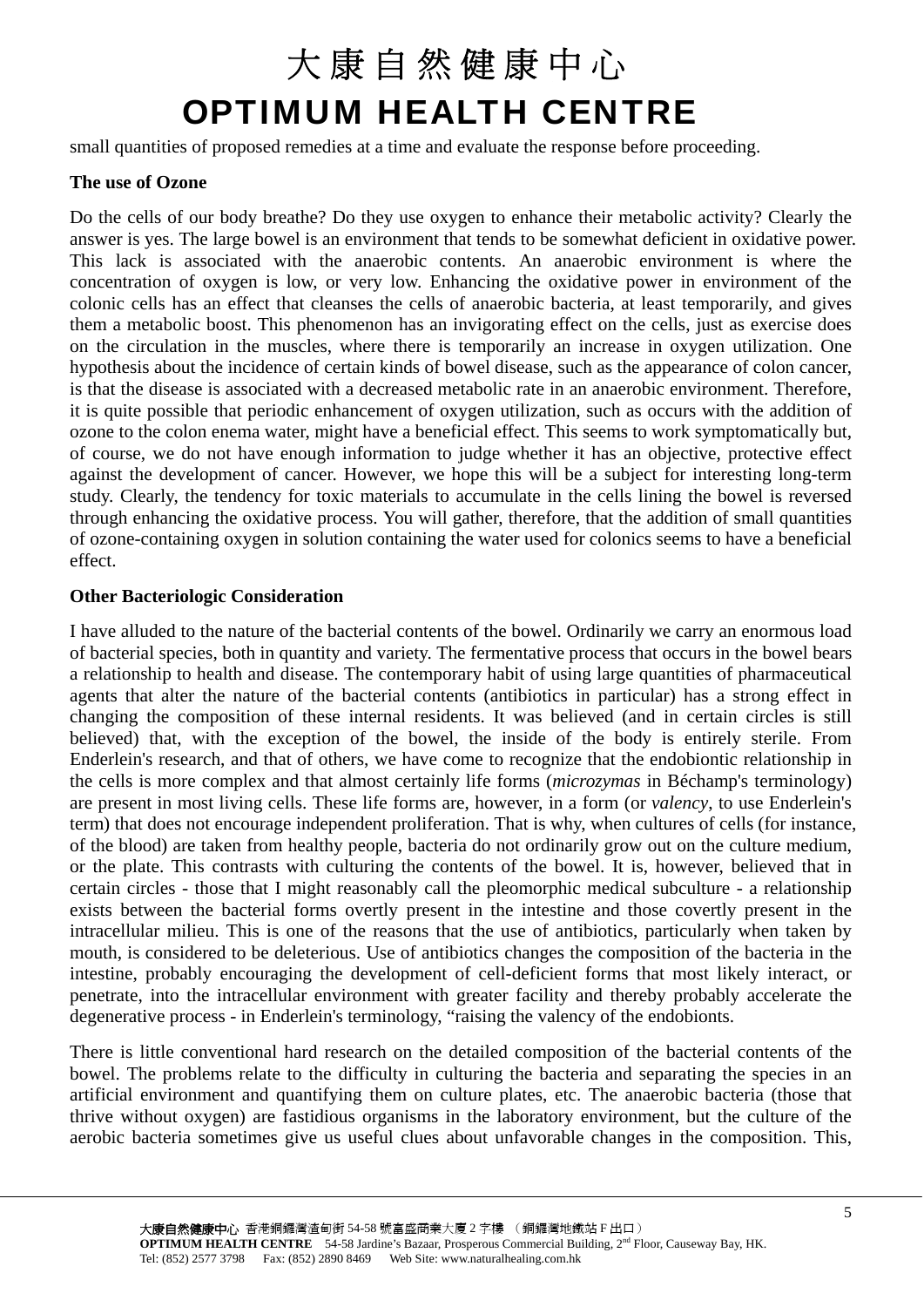small quantities of proposed remedies at a time and evaluate the response before proceeding.

**The use of Ozone**

Do the cells of our body breathe? Do they use oxygen to enhance their metabolic activity? Clearly the answer is yes. The large bowel is an environment that tends to be somewhat deficient in oxidative power. This lack is associated with the anaerobic contents. An anaerobic environment is where the concentration of oxygen is low, or very low. Enhancing the oxidative power in environment of the colonic cells has an effect that cleanses the cells of anaerobic bacteria, at least temporarily, and gives them a metabolic boost. This phenomenon has an invigorating effect on the cells, just as exercise does on the circulation in the muscles, where there is temporarily an increase in oxygen utilization. One hypothesis about the incidence of certain kinds of bowel disease, such as the appearance of colon cancer, is that the disease is associated with a decreased metabolic rate in an anaerobic environment. Therefore, it is quite possible that periodic enhancement of oxygen utilization, such as occurs with the addition of ozone to the colon enema water, might have a beneficial effect. This seems to work symptomatically but, of course, we do not have enough information to judge whether it has an objective, protective effect against the development of cancer. However, we hope this will be a subject for interesting long-term study. Clearly, the tendency for toxic materials to accumulate in the cells lining the bowel is reversed through enhancing the oxidative process. You will gather, therefore, that the addition of small quantities of ozone-containing oxygen in solution containing the water used for colonics seems to have a beneficial effect.

**Other Bacteriologic Consideration**

I have alluded to the nature of the bacterial contents of the bowel. Ordinarily we carry an enormous load of bacterial species, both in quantity and variety. The fermentative process that occurs in the bowel bears a relationship to health and disease. The contemporary habit of using large quantities of pharmaceutical agents that alter the nature of the bacterial contents (antibiotics in particular) has a strong effect in changing the composition of these internal residents. It was believed (and in certain circles is still believed) that, with the exception of the bowel, the inside of the body is entirely sterile. From Enderlein's research, and that of others, we have come to recognize that the endobiontic relationship in the cells is more complex and that almost certainly life forms (*microzymas* in Béchamp's terminology) are present in most living cells. These life forms are, however, in a form (or *valency*, to use Enderlein's term) that does not encourage independent proliferation. That is why, when cultures of cells (for instance, of the blood) are taken from healthy people, bacteria do not ordinarily grow out on the culture medium, or the plate. This contrasts with culturing the contents of the bowel. It is, however, believed that in certain circles - those that I might reasonably call the pleomorphic medical subculture - a relationship exists between the bacterial forms overtly present in the intestine and those covertly present in the intracellular milieu. This is one of the reasons that the use of antibiotics, particularly when taken by mouth, is considered to be deleterious. Use of antibiotics changes the composition of the bacteria in the intestine, probably encouraging the development of cell-deficient forms that most likely interact, or penetrate, into the intracellular environment with greater facility and thereby probably accelerate the degenerative process - in Enderlein's terminology, "raising the valency of the endobionts.

There is little conventional hard research on the detailed composition of the bacterial contents of the bowel. The problems relate to the difficulty in culturing the bacteria and separating the species in an artificial environment and quantifying them on culture plates, etc. The anaerobic bacteria (those that thrive without oxygen) are fastidious organisms in the laboratory environment, but the culture of the aerobic bacteria sometimes give us useful clues about unfavorable changes in the composition. This,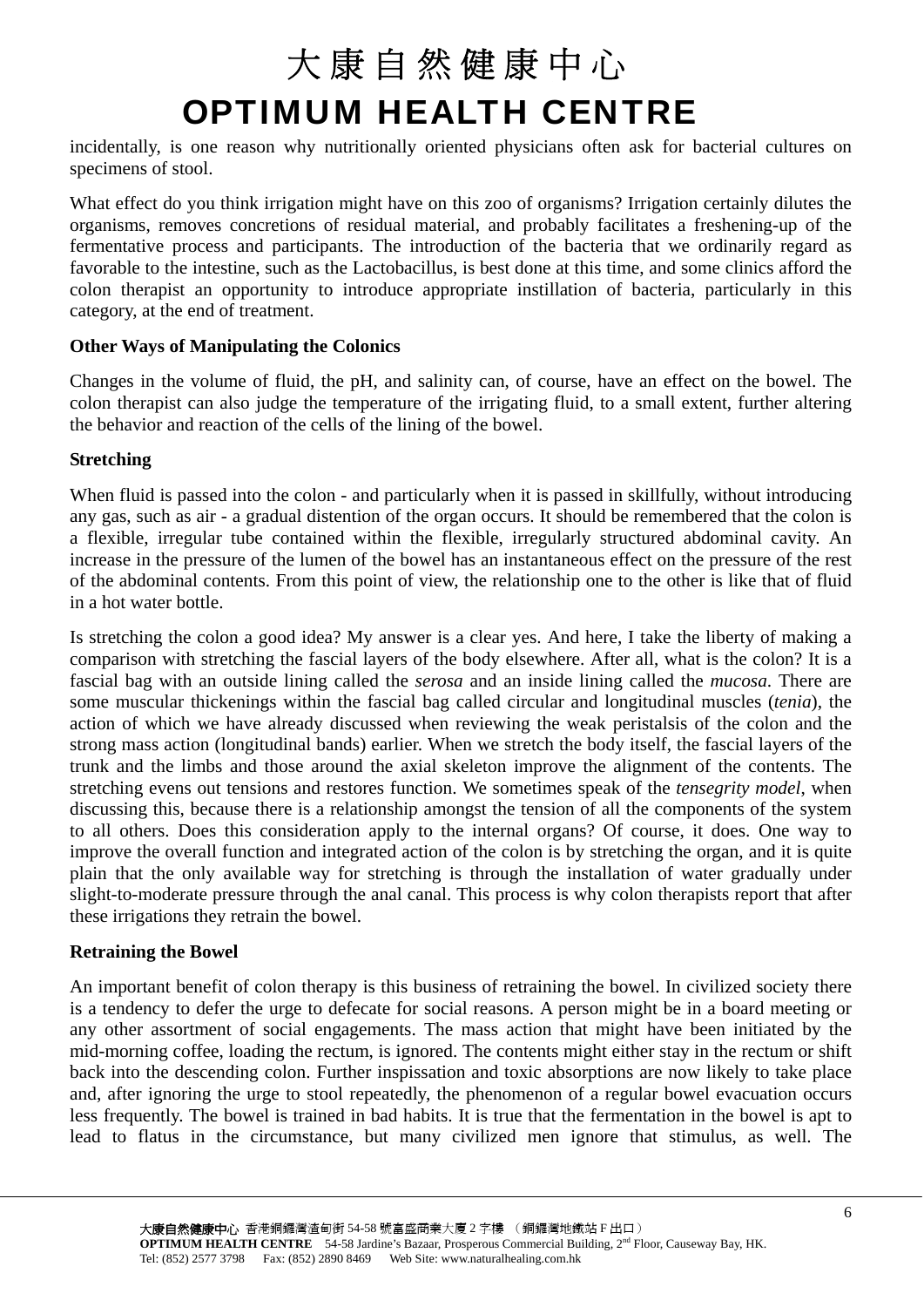incidentally, is one reason why nutritionally oriented physicians often ask for bacterial cultures on specimens of stool.

What effect do you think irrigation might have on this zoo of organisms? Irrigation certainly dilutes the organisms, removes concretions of residual material, and probably facilitates a freshening-up of the fermentative process and participants. The introduction of the bacteria that we ordinarily regard as favorable to the intestine, such as the Lactobacillus, is best done at this time, and some clinics afford the colon therapist an opportunity to introduce appropriate instillation of bacteria, particularly in this category, at the end of treatment.

**Other Ways of Manipulating the Colonics**

Changes in the volume of fluid, the pH, and salinity can, of course, have an effect on the bowel. The colon therapist can also judge the temperature of the irrigating fluid, to a small extent, further altering the behavior and reaction of the cells of the lining of the bowel.

**Stretching**

When fluid is passed into the colon - and particularly when it is passed in skillfully, without introducing any gas, such as air - a gradual distention of the organ occurs. It should be remembered that the colon is a flexible, irregular tube contained within the flexible, irregularly structured abdominal cavity. An increase in the pressure of the lumen of the bowel has an instantaneous effect on the pressure of the rest of the abdominal contents. From this point of view, the relationship one to the other is like that of fluid in a hot water bottle.

Is stretching the colon a good idea? My answer is a clear yes. And here, I take the liberty of making a comparison with stretching the fascial layers of the body elsewhere. After all, what is the colon? It is a fascial bag with an outside lining called the *serosa* and an inside lining called the *mucosa*. There are some muscular thickenings within the fascial bag called circular and longitudinal muscles (*tenia*), the action of which we have already discussed when reviewing the weak peristalsis of the colon and the strong mass action (longitudinal bands) earlier. When we stretch the body itself, the fascial layers of the trunk and the limbs and those around the axial skeleton improve the alignment of the contents. The stretching evens out tensions and restores function. We sometimes speak of the *tensegrity model*, when discussing this, because there is a relationship amongst the tension of all the components of the system to all others. Does this consideration apply to the internal organs? Of course, it does. One way to improve the overall function and integrated action of the colon is by stretching the organ, and it is quite plain that the only available way for stretching is through the installation of water gradually under slight-to-moderate pressure through the anal canal. This process is why colon therapists report that after these irrigations they retrain the bowel.

**Retraining the Bowel**

An important benefit of colon therapy is this business of retraining the bowel. In civilized society there is a tendency to defer the urge to defecate for social reasons. A person might be in a board meeting or any other assortment of social engagements. The mass action that might have been initiated by the mid-morning coffee, loading the rectum, is ignored. The contents might either stay in the rectum or shift back into the descending colon. Further inspissation and toxic absorptions are now likely to take place and, after ignoring the urge to stool repeatedly, the phenomenon of a regular bowel evacuation occurs less frequently. The bowel is trained in bad habits. It is true that the fermentation in the bowel is apt to lead to flatus in the circumstance, but many civilized men ignore that stimulus, as well. The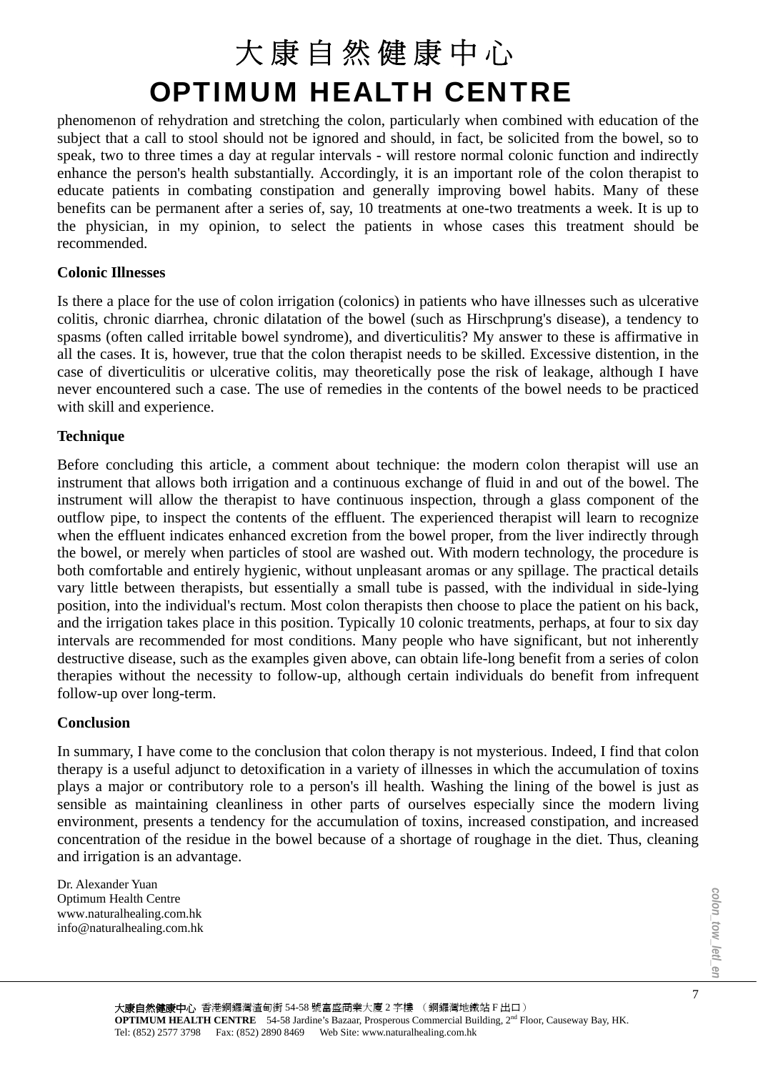phenomenon of rehydration and stretching the colon, particularly when combined with education of the subject that a call to stool should not be ignored and should, in fact, be solicited from the bowel, so to speak, two to three times a day at regular intervals - will restore normal colonic function and indirectly enhance the person's health substantially. Accordingly, it is an important role of the colon therapist to educate patients in combating constipation and generally improving bowel habits. Many of these benefits can be permanent after a series of, say, 10 treatments at one-two treatments a week. It is up to the physician, in my opinion, to select the patients in whose cases this treatment should be recommended.

**Colonic Illnesses**

Is there a place for the use of colon irrigation (colonics) in patients who have illnesses such as ulcerative colitis, chronic diarrhea, chronic dilatation of the bowel (such as Hirschprung's disease), a tendency to spasms (often called irritable bowel syndrome), and diverticulitis? My answer to these is affirmative in all the cases. It is, however, true that the colon therapist needs to be skilled. Excessive distention, in the case of diverticulitis or ulcerative colitis, may theoretically pose the risk of leakage, although I have never encountered such a case. The use of remedies in the contents of the bowel needs to be practiced with skill and experience.

**Technique**

Before concluding this article, a comment about technique: the modern colon therapist will use an instrument that allows both irrigation and a continuous exchange of fluid in and out of the bowel. The instrument will allow the therapist to have continuous inspection, through a glass component of the outflow pipe, to inspect the contents of the effluent. The experienced therapist will learn to recognize when the effluent indicates enhanced excretion from the bowel proper, from the liver indirectly through the bowel, or merely when particles of stool are washed out. With modern technology, the procedure is both comfortable and entirely hygienic, without unpleasant aromas or any spillage. The practical details vary little between therapists, but essentially a small tube is passed, with the individual in side-lying position, into the individual's rectum. Most colon therapists then choose to place the patient on his back, and the irrigation takes place in this position. Typically 10 colonic treatments, perhaps, at four to six day intervals are recommended for most conditions. Many people who have significant, but not inherently destructive disease, such as the examples given above, can obtain life-long benefit from a series of colon therapies without the necessity to follow-up, although certain individuals do benefit from infrequent follow-up over long-term.

**Conclusion**

In summary, I have come to the conclusion that colon therapy is not mysterious. Indeed, I find that colon therapy is a useful adjunct to detoxification in a variety of illnesses in which the accumulation of toxins plays a major or contributory role to a person's ill health. Washing the lining of the bowel is just as sensible as maintaining cleanliness in other parts of ourselves especially since the modern living environment, presents a tendency for the accumulation of toxins, increased constipation, and increased concentration of the residue in the bowel because of a shortage of roughage in the diet. Thus, cleaning and irrigation is an advantage.

Dr. Alexander Yuan
Optimum Health Centre
www.naturalhealing.com.hk
info@naturalhealing.com.hk